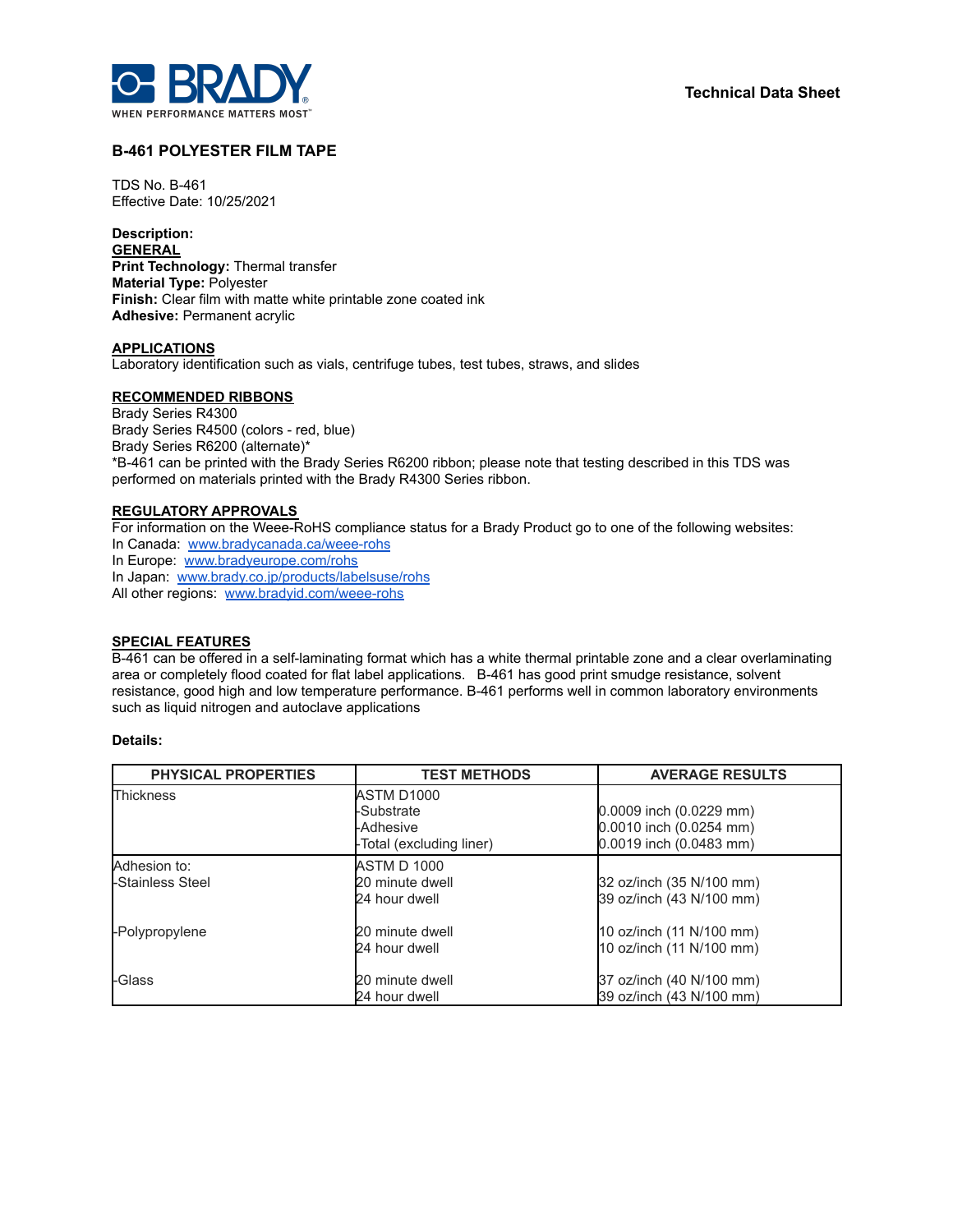**Technical Data Sheet**

# B-461 POLYESTER FILM TAPE

TDS No. B-461
Effective Date: 10/25/2021

**Description:**

**GENERAL**

**Print Technology:** Thermal transfer
**Material Type:** Polyester
**Finish:** Clear film with matte white printable zone coated ink
**Adhesive:** Permanent acrylic

**APPLICATIONS**

Laboratory identification such as vials, centrifuge tubes, test tubes, straws, and slides

**RECOMMENDED RIBBONS**

Brady Series R4300
Brady Series R4500 (colors - red, blue)
Brady Series R6200 (alternate)*
*B-461 can be printed with the Brady Series R6200 ribbon; please note that testing described in this TDS was performed on materials printed with the Brady R4300 Series ribbon.

**REGULATORY APPROVALS**

For information on the Weee-RoHS compliance status for a Brady Product go to one of the following websites:
In Canada: www.bradycanada.ca/weee-rohs
In Europe: www.bradyeurope.com/rohs
In Japan: www.brady.co.jp/products/labelsuse/rohs
All other regions: www.bradyid.com/weee-rohs

**SPECIAL FEATURES**

B-461 can be offered in a self-laminating format which has a white thermal printable zone and a clear overlaminating area or completely flood coated for flat label applications. B-461 has good print smudge resistance, solvent resistance, good high and low temperature performance. B-461 performs well in common laboratory environments such as liquid nitrogen and autoclave applications

**Details:**

| PHYSICAL PROPERTIES | TEST METHODS | AVERAGE RESULTS |
|---|---|---|
| Thickness | ASTM D1000 | |
| | -Substrate | 0.0009 inch (0.0229 mm) |
| | -Adhesive | 0.0010 inch (0.0254 mm) |
| | -Total (excluding liner) | 0.0019 inch (0.0483 mm) |
| Adhesion to: | ASTM D 1000 | |
| -Stainless Steel | 20 minute dwell | 32 oz/inch (35 N/100 mm) |
| | 24 hour dwell | 39 oz/inch (43 N/100 mm) |
| -Polypropylene | 20 minute dwell | 10 oz/inch (11 N/100 mm) |
| | 24 hour dwell | 10 oz/inch (11 N/100 mm) |
| -Glass | 20 minute dwell | 37 oz/inch (40 N/100 mm) |
| | 24 hour dwell | 39 oz/inch (43 N/100 mm) |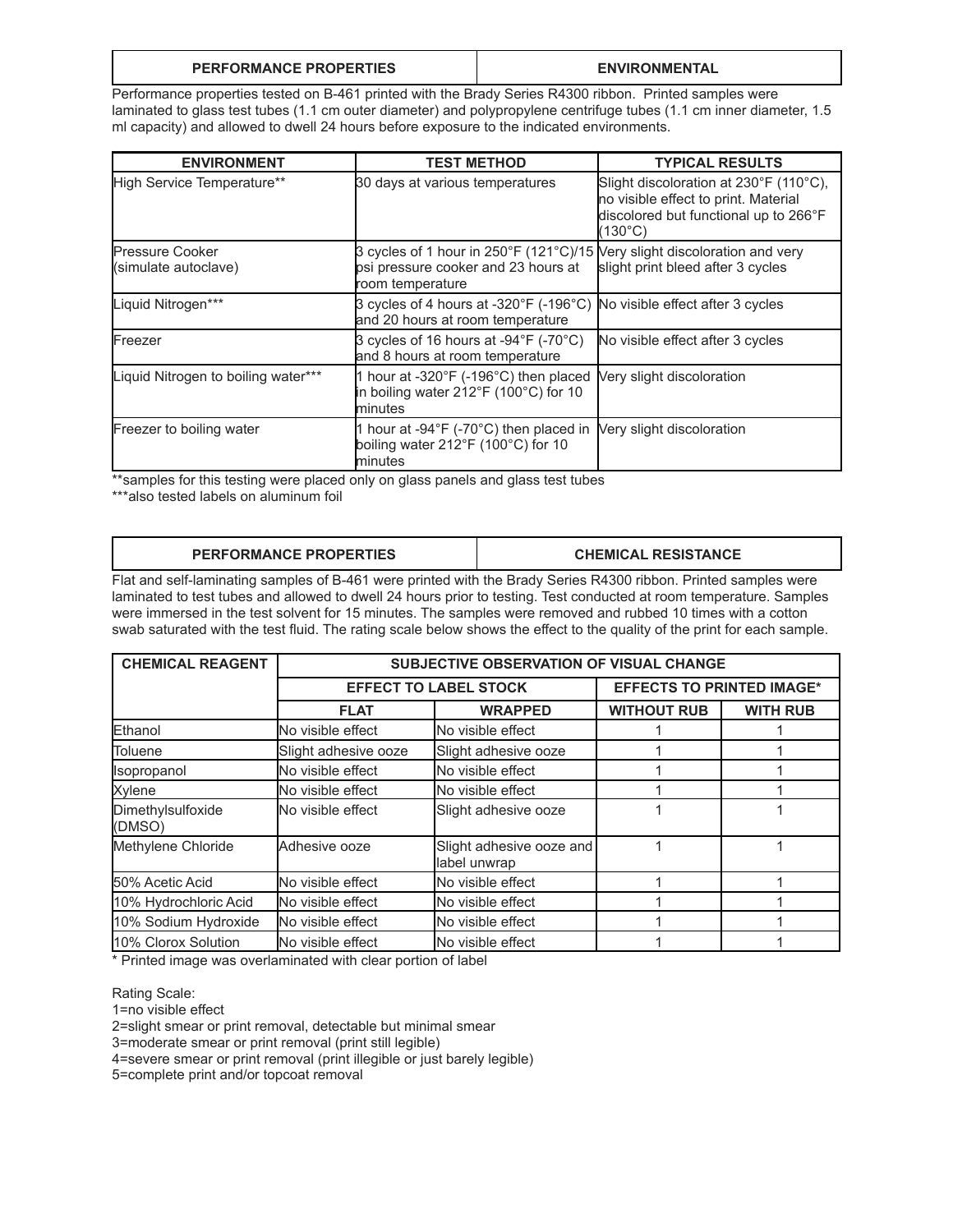| PERFORMANCE PROPERTIES | ENVIRONMENTAL |
|---|---|

Performance properties tested on B-461 printed with the Brady Series R4300 ribbon. Printed samples were laminated to glass test tubes (1.1 cm outer diameter) and polypropylene centrifuge tubes (1.1 cm inner diameter, 1.5 ml capacity) and allowed to dwell 24 hours before exposure to the indicated environments.

| ENVIRONMENT | TEST METHOD | TYPICAL RESULTS |
|---|---|---|
| High Service Temperature** | 30 days at various temperatures | Slight discoloration at 230°F (110°C), no visible effect to print. Material discolored but functional up to 266°F (130°C) |
| Pressure Cooker (simulate autoclave) | 3 cycles of 1 hour in 250°F (121°C)/15 psi pressure cooker and 23 hours at room temperature | Very slight discoloration and very slight print bleed after 3 cycles |
| Liquid Nitrogen*** | 3 cycles of 4 hours at -320°F (-196°C) and 20 hours at room temperature | No visible effect after 3 cycles |
| Freezer | 3 cycles of 16 hours at -94°F (-70°C) and 8 hours at room temperature | No visible effect after 3 cycles |
| Liquid Nitrogen to boiling water*** | 1 hour at -320°F (-196°C) then placed in boiling water 212°F (100°C) for 10 minutes | Very slight discoloration |
| Freezer to boiling water | 1 hour at -94°F (-70°C) then placed in boiling water 212°F (100°C) for 10 minutes | Very slight discoloration |

**samples for this testing were placed only on glass panels and glass test tubes

***also tested labels on aluminum foil

| PERFORMANCE PROPERTIES | CHEMICAL RESISTANCE |
|---|---|

Flat and self-laminating samples of B-461 were printed with the Brady Series R4300 ribbon. Printed samples were laminated to test tubes and allowed to dwell 24 hours prior to testing. Test conducted at room temperature. Samples were immersed in the test solvent for 15 minutes. The samples were removed and rubbed 10 times with a cotton swab saturated with the test fluid. The rating scale below shows the effect to the quality of the print for each sample.

| CHEMICAL REAGENT | SUBJECTIVE OBSERVATION OF VISUAL CHANGE | | | |
|---|---|---|---|---|
| | EFFECT TO LABEL STOCK | | EFFECTS TO PRINTED IMAGE* | |
| | FLAT | WRAPPED | WITHOUT RUB | WITH RUB |
| Ethanol | No visible effect | No visible effect | 1 | 1 |
| Toluene | Slight adhesive ooze | Slight adhesive ooze | 1 | 1 |
| Isopropanol | No visible effect | No visible effect | 1 | 1 |
| Xylene | No visible effect | No visible effect | 1 | 1 |
| Dimethylsulfoxide (DMSO) | No visible effect | Slight adhesive ooze | 1 | 1 |
| Methylene Chloride | Adhesive ooze | Slight adhesive ooze and label unwrap | 1 | 1 |
| 50% Acetic Acid | No visible effect | No visible effect | 1 | 1 |
| 10% Hydrochloric Acid | No visible effect | No visible effect | 1 | 1 |
| 10% Sodium Hydroxide | No visible effect | No visible effect | 1 | 1 |
| 10% Clorox Solution | No visible effect | No visible effect | 1 | 1 |

\* Printed image was overlaminated with clear portion of label

Rating Scale:

1=no visible effect

2=slight smear or print removal, detectable but minimal smear

3=moderate smear or print removal (print still legible)

4=severe smear or print removal (print illegible or just barely legible)

5=complete print and/or topcoat removal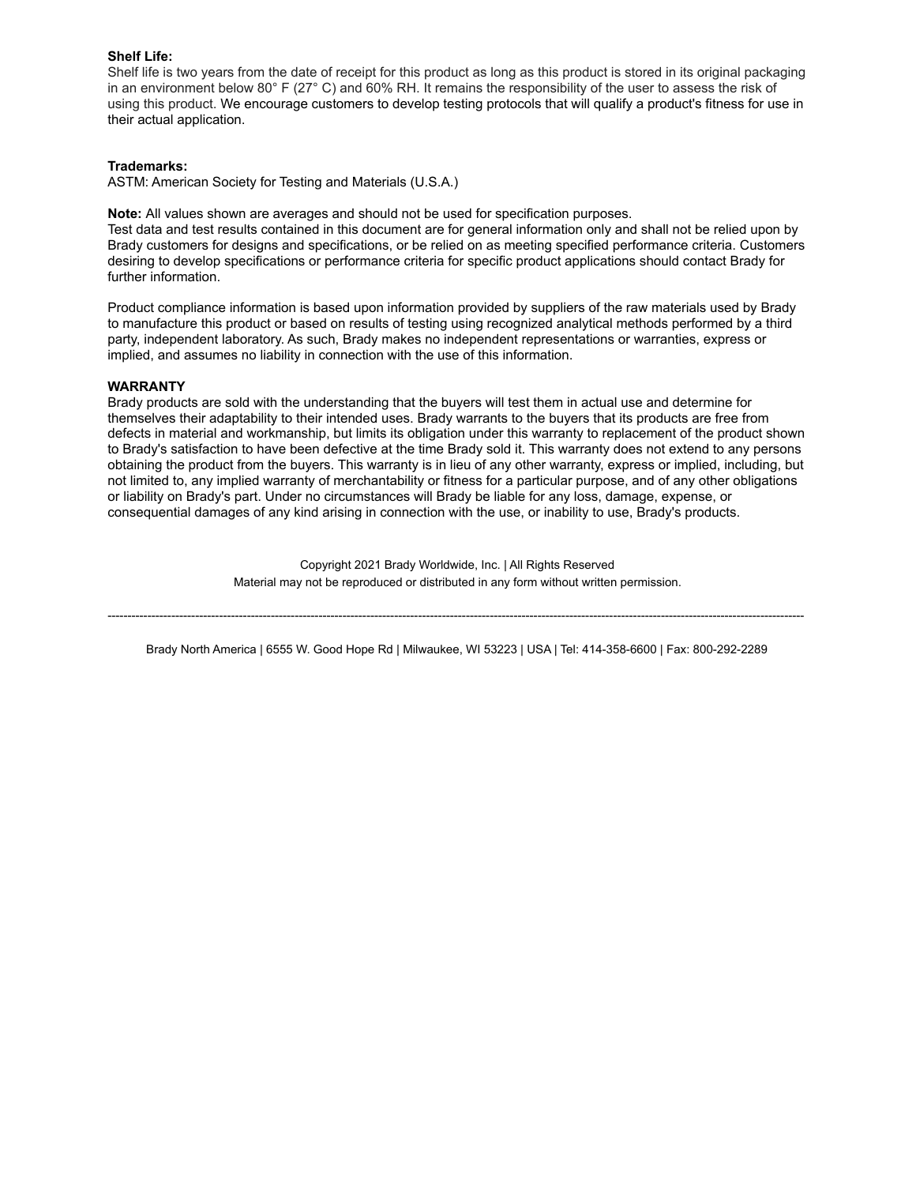**Shelf Life:**
Shelf life is two years from the date of receipt for this product as long as this product is stored in its original packaging in an environment below 80° F (27° C) and 60% RH. It remains the responsibility of the user to assess the risk of using this product. We encourage customers to develop testing protocols that will qualify a product's fitness for use in their actual application.

**Trademarks:**
ASTM: American Society for Testing and Materials (U.S.A.)

**Note:** All values shown are averages and should not be used for specification purposes.
Test data and test results contained in this document are for general information only and shall not be relied upon by Brady customers for designs and specifications, or be relied on as meeting specified performance criteria. Customers desiring to develop specifications or performance criteria for specific product applications should contact Brady for further information.

Product compliance information is based upon information provided by suppliers of the raw materials used by Brady to manufacture this product or based on results of testing using recognized analytical methods performed by a third party, independent laboratory. As such, Brady makes no independent representations or warranties, express or implied, and assumes no liability in connection with the use of this information.

**WARRANTY**
Brady products are sold with the understanding that the buyers will test them in actual use and determine for themselves their adaptability to their intended uses. Brady warrants to the buyers that its products are free from defects in material and workmanship, but limits its obligation under this warranty to replacement of the product shown to Brady's satisfaction to have been defective at the time Brady sold it. This warranty does not extend to any persons obtaining the product from the buyers. This warranty is in lieu of any other warranty, express or implied, including, but not limited to, any implied warranty of merchantability or fitness for a particular purpose, and of any other obligations or liability on Brady's part. Under no circumstances will Brady be liable for any loss, damage, expense, or consequential damages of any kind arising in connection with the use, or inability to use, Brady's products.

Copyright 2021 Brady Worldwide, Inc. | All Rights Reserved
Material may not be reproduced or distributed in any form without written permission.

---

Brady North America | 6555 W. Good Hope Rd | Milwaukee, WI 53223 | USA | Tel: 414-358-6600 | Fax: 800-292-2289